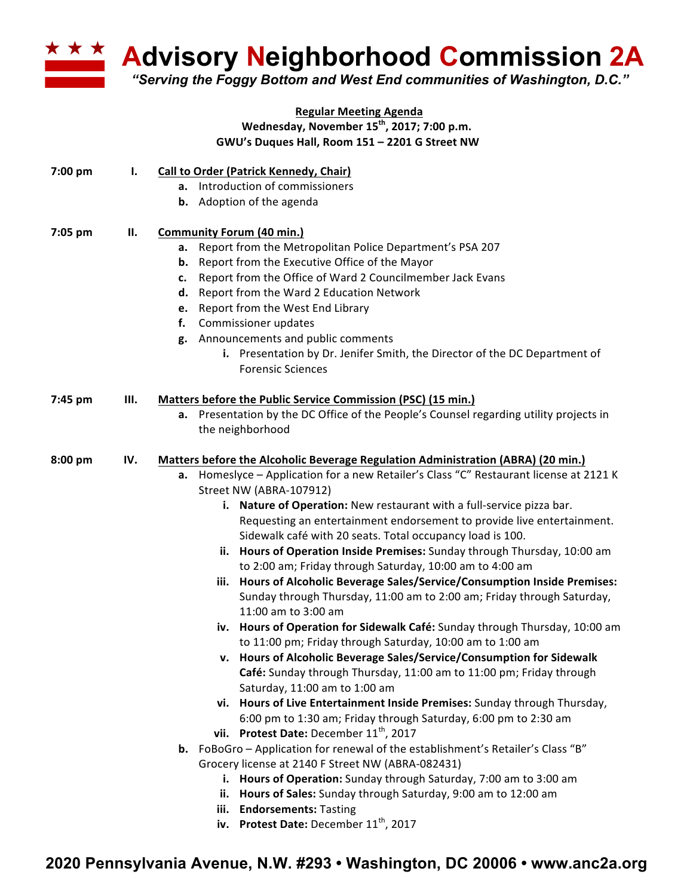# Advisory Neighborhood Commission 2A

*"Serving the Foggy Bottom and West End communities of Washington, D.C."*

**Regular Meeting Agenda**
**Wednesday, November 15th, 2017; 7:00 p.m.**
**GWU's Duques Hall, Room 151 – 2201 G Street NW**

**7:00 pm — I. Call to Order (Patrick Kennedy, Chair)**

- **a.** Introduction of commissioners
- **b.** Adoption of the agenda

**7:05 pm — II. Community Forum (40 min.)**

- **a.** Report from the Metropolitan Police Department's PSA 207
- **b.** Report from the Executive Office of the Mayor
- **c.** Report from the Office of Ward 2 Councilmember Jack Evans
- **d.** Report from the Ward 2 Education Network
- **e.** Report from the West End Library
- **f.** Commissioner updates
- **g.** Announcements and public comments
  - **i.** Presentation by Dr. Jenifer Smith, the Director of the DC Department of Forensic Sciences

**7:45 pm — III. Matters before the Public Service Commission (PSC) (15 min.)**

- **a.** Presentation by the DC Office of the People's Counsel regarding utility projects in the neighborhood

**8:00 pm — IV. Matters before the Alcoholic Beverage Regulation Administration (ABRA) (20 min.)**

- **a.** Homeslyce – Application for a new Retailer's Class "C" Restaurant license at 2121 K Street NW (ABRA-107912)
  - **i. Nature of Operation:** New restaurant with a full-service pizza bar. Requesting an entertainment endorsement to provide live entertainment. Sidewalk café with 20 seats. Total occupancy load is 100.
  - **ii. Hours of Operation Inside Premises:** Sunday through Thursday, 10:00 am to 2:00 am; Friday through Saturday, 10:00 am to 4:00 am
  - **iii. Hours of Alcoholic Beverage Sales/Service/Consumption Inside Premises:** Sunday through Thursday, 11:00 am to 2:00 am; Friday through Saturday, 11:00 am to 3:00 am
  - **iv. Hours of Operation for Sidewalk Café:** Sunday through Thursday, 10:00 am to 11:00 pm; Friday through Saturday, 10:00 am to 1:00 am
  - **v. Hours of Alcoholic Beverage Sales/Service/Consumption for Sidewalk Café:** Sunday through Thursday, 11:00 am to 11:00 pm; Friday through Saturday, 11:00 am to 1:00 am
  - **vi. Hours of Live Entertainment Inside Premises:** Sunday through Thursday, 6:00 pm to 1:30 am; Friday through Saturday, 6:00 pm to 2:30 am
  - **vii. Protest Date:** December 11th, 2017
- **b.** FoBoGro – Application for renewal of the establishment's Retailer's Class "B" Grocery license at 2140 F Street NW (ABRA-082431)
  - **i. Hours of Operation:** Sunday through Saturday, 7:00 am to 3:00 am
  - **ii. Hours of Sales:** Sunday through Saturday, 9:00 am to 12:00 am
  - **iii. Endorsements:** Tasting
  - **iv. Protest Date:** December 11th, 2017

**2020 Pennsylvania Avenue, N.W. #293 • Washington, DC 20006 • www.anc2a.org**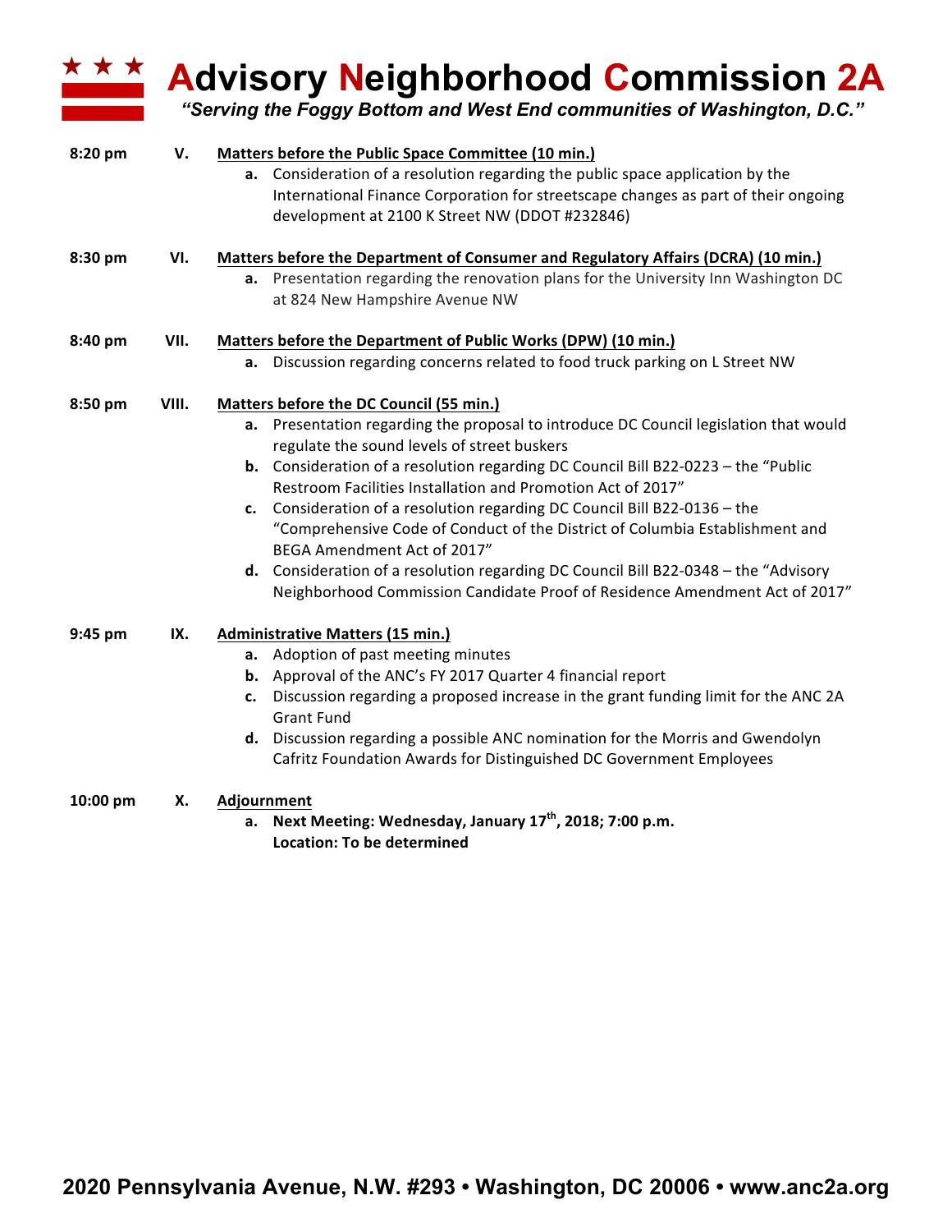# Advisory Neighborhood Commission 2A

*"Serving the Foggy Bottom and West End communities of Washington, D.C."*

**8:20 pm** **V.** **Matters before the Public Space Committee (10 min.)**

- **a.** Consideration of a resolution regarding the public space application by the International Finance Corporation for streetscape changes as part of their ongoing development at 2100 K Street NW (DDOT #232846)

**8:30 pm** **VI.** **Matters before the Department of Consumer and Regulatory Affairs (DCRA) (10 min.)**

- **a.** Presentation regarding the renovation plans for the University Inn Washington DC at 824 New Hampshire Avenue NW

**8:40 pm** **VII.** **Matters before the Department of Public Works (DPW) (10 min.)**

- **a.** Discussion regarding concerns related to food truck parking on L Street NW

**8:50 pm** **VIII.** **Matters before the DC Council (55 min.)**

- **a.** Presentation regarding the proposal to introduce DC Council legislation that would regulate the sound levels of street buskers
- **b.** Consideration of a resolution regarding DC Council Bill B22-0223 – the "Public Restroom Facilities Installation and Promotion Act of 2017"
- **c.** Consideration of a resolution regarding DC Council Bill B22-0136 – the "Comprehensive Code of Conduct of the District of Columbia Establishment and BEGA Amendment Act of 2017"
- **d.** Consideration of a resolution regarding DC Council Bill B22-0348 – the "Advisory Neighborhood Commission Candidate Proof of Residence Amendment Act of 2017"

**9:45 pm** **IX.** **Administrative Matters (15 min.)**

- **a.** Adoption of past meeting minutes
- **b.** Approval of the ANC's FY 2017 Quarter 4 financial report
- **c.** Discussion regarding a proposed increase in the grant funding limit for the ANC 2A Grant Fund
- **d.** Discussion regarding a possible ANC nomination for the Morris and Gwendolyn Cafritz Foundation Awards for Distinguished DC Government Employees

**10:00 pm** **X.** **Adjournment**

- **a.** **Next Meeting: Wednesday, January 17th, 2018; 7:00 p.m.**
  **Location: To be determined**

**2020 Pennsylvania Avenue, N.W. #293 • Washington, DC 20006 • www.anc2a.org**